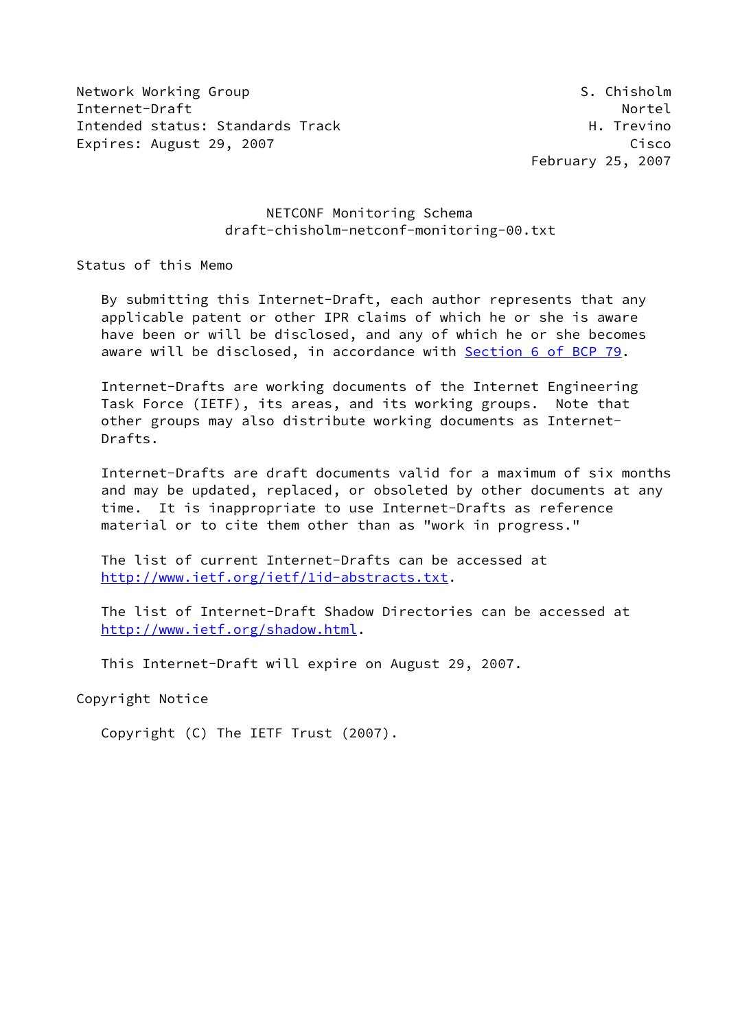Network Working Group S. Chisholm
Internet-Draft Nortel
Intended status: Standards Track H. Trevino
Expires: August 29, 2007 Cisco
February 25, 2007

# NETCONF Monitoring Schema
## draft-chisholm-netconf-monitoring-00.txt

### Status of this Memo

By submitting this Internet-Draft, each author represents that any applicable patent or other IPR claims of which he or she is aware have been or will be disclosed, and any of which he or she becomes aware will be disclosed, in accordance with Section 6 of BCP 79.

Internet-Drafts are working documents of the Internet Engineering Task Force (IETF), its areas, and its working groups. Note that other groups may also distribute working documents as Internet-Drafts.

Internet-Drafts are draft documents valid for a maximum of six months and may be updated, replaced, or obsoleted by other documents at any time. It is inappropriate to use Internet-Drafts as reference material or to cite them other than as "work in progress."

The list of current Internet-Drafts can be accessed at http://www.ietf.org/ietf/1id-abstracts.txt.

The list of Internet-Draft Shadow Directories can be accessed at http://www.ietf.org/shadow.html.

This Internet-Draft will expire on August 29, 2007.

### Copyright Notice

Copyright (C) The IETF Trust (2007).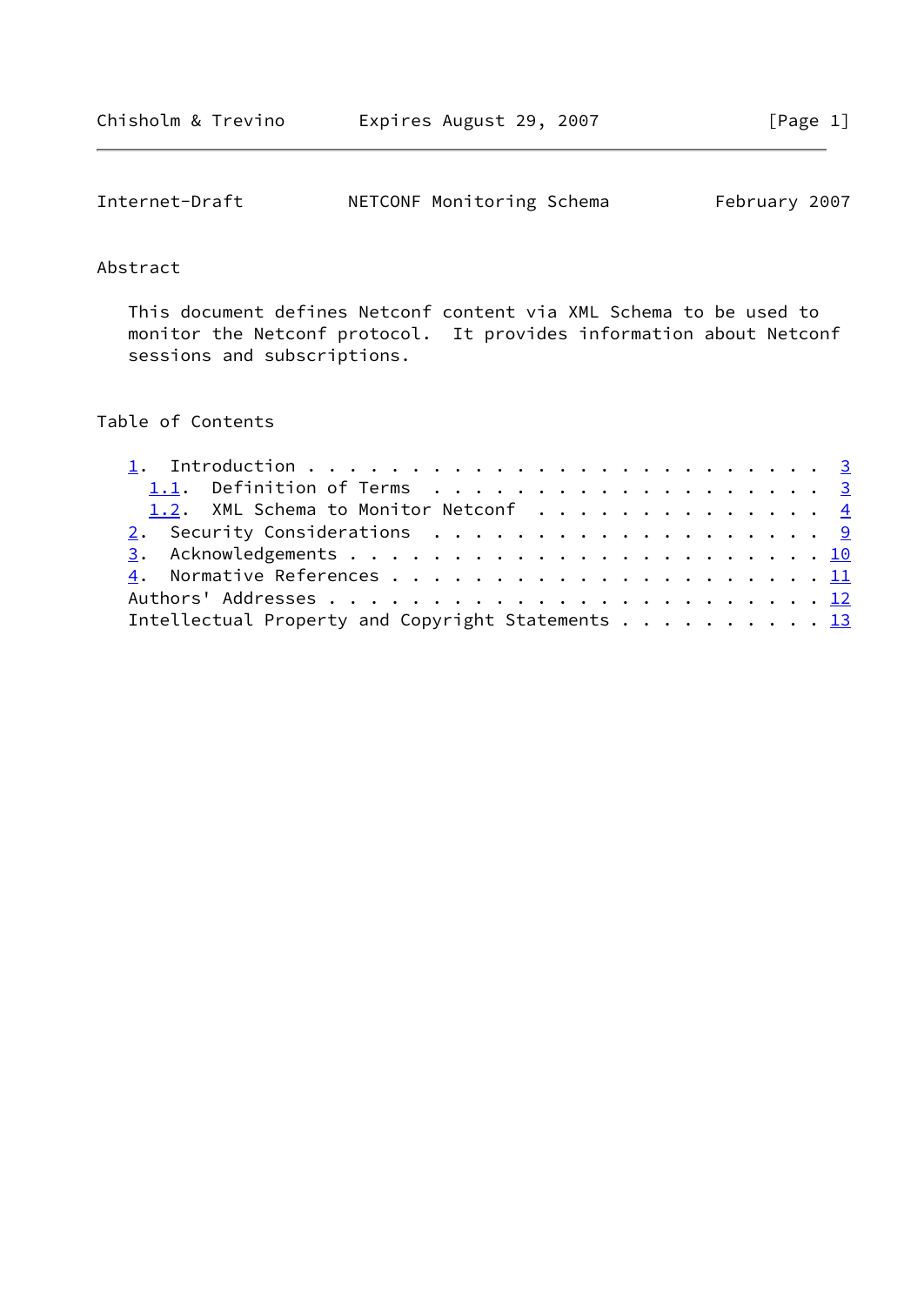## Abstract

This document defines Netconf content via XML Schema to be used to monitor the Netconf protocol. It provides information about Netconf sessions and subscriptions.

## Table of Contents

- 1. Introduction . . . . . . . . . . . . . . . . . . . . . . . . . 3
  - 1.1. Definition of Terms . . . . . . . . . . . . . . . . . . . 3
  - 1.2. XML Schema to Monitor Netconf . . . . . . . . . . . . . . 4
- 2. Security Considerations . . . . . . . . . . . . . . . . . . . 9
- 3. Acknowledgements . . . . . . . . . . . . . . . . . . . . . . . 10
- 4. Normative References . . . . . . . . . . . . . . . . . . . . . 11
- Authors' Addresses . . . . . . . . . . . . . . . . . . . . . . . . 12
- Intellectual Property and Copyright Statements . . . . . . . . . . 13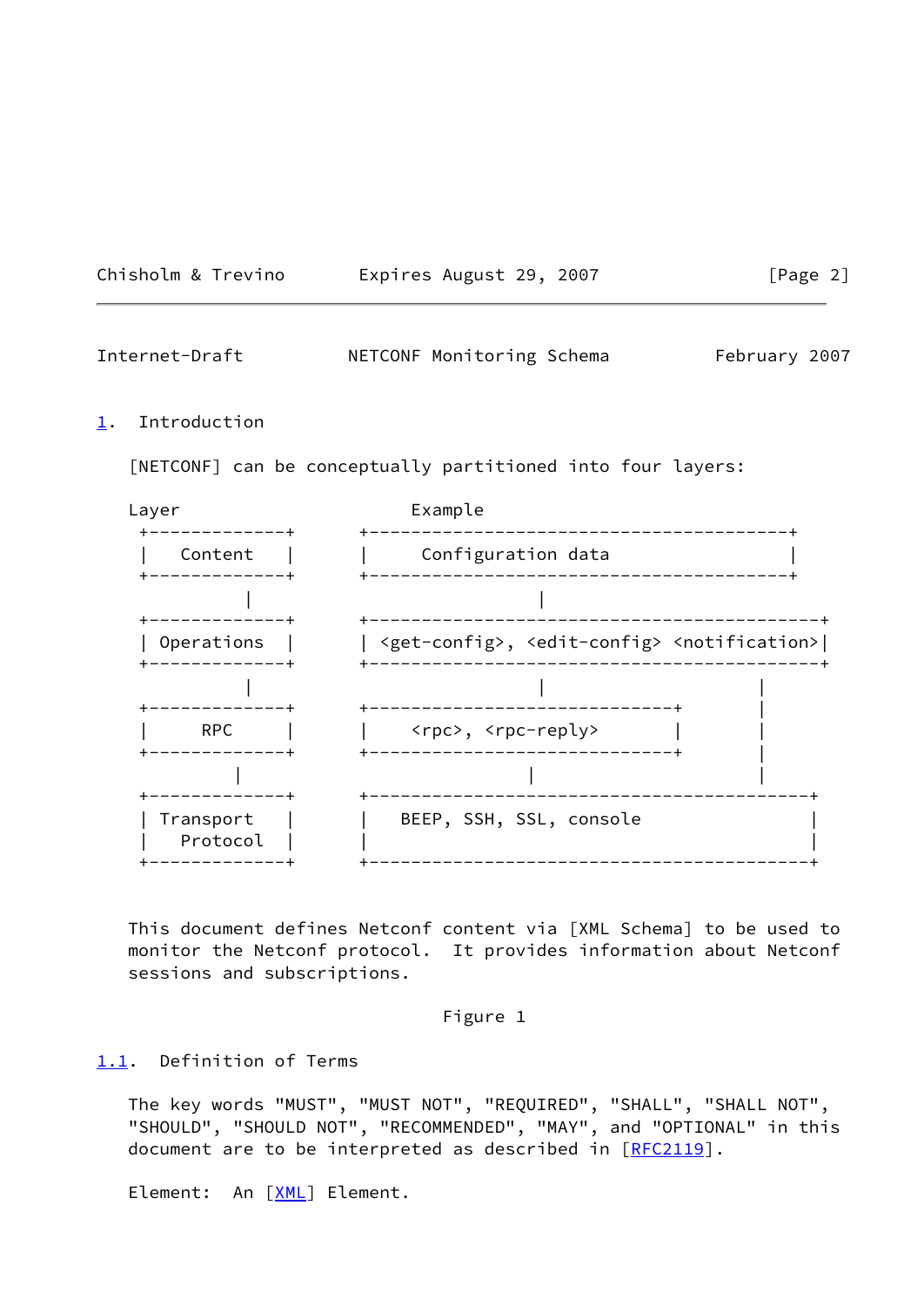## 1. Introduction

[NETCONF] can be conceptually partitioned into four layers:

```
Layer                      Example
 +-------------+      +-----------------------------------------+
 |   Content   |      |     Configuration data                  |
 +-------------+      +-----------------------------------------+
        |                            |
 +-------------+      +--------------------------------------------+
 | Operations  |      | <get-config>, <edit-config> <notification>|
 +-------------+      +--------------------------------------------+
        |                            |                      |
 +-------------+      +-----------------------------+       |
 |     RPC     |      |    <rpc>, <rpc-reply>       |       |
 +-------------+      +-----------------------------+       |
        |                            |                      |
 +-------------+      +------------------------------------------+
 | Transport   |      |   BEEP, SSH, SSL, console                |
 |   Protocol  |      |                                          |
 +-------------+      +------------------------------------------+
```

This document defines Netconf content via [XML Schema] to be used to monitor the Netconf protocol. It provides information about Netconf sessions and subscriptions.

Figure 1

### 1.1. Definition of Terms

The key words "MUST", "MUST NOT", "REQUIRED", "SHALL", "SHALL NOT", "SHOULD", "SHOULD NOT", "RECOMMENDED", "MAY", and "OPTIONAL" in this document are to be interpreted as described in [RFC2119].

Element: An [XML] Element.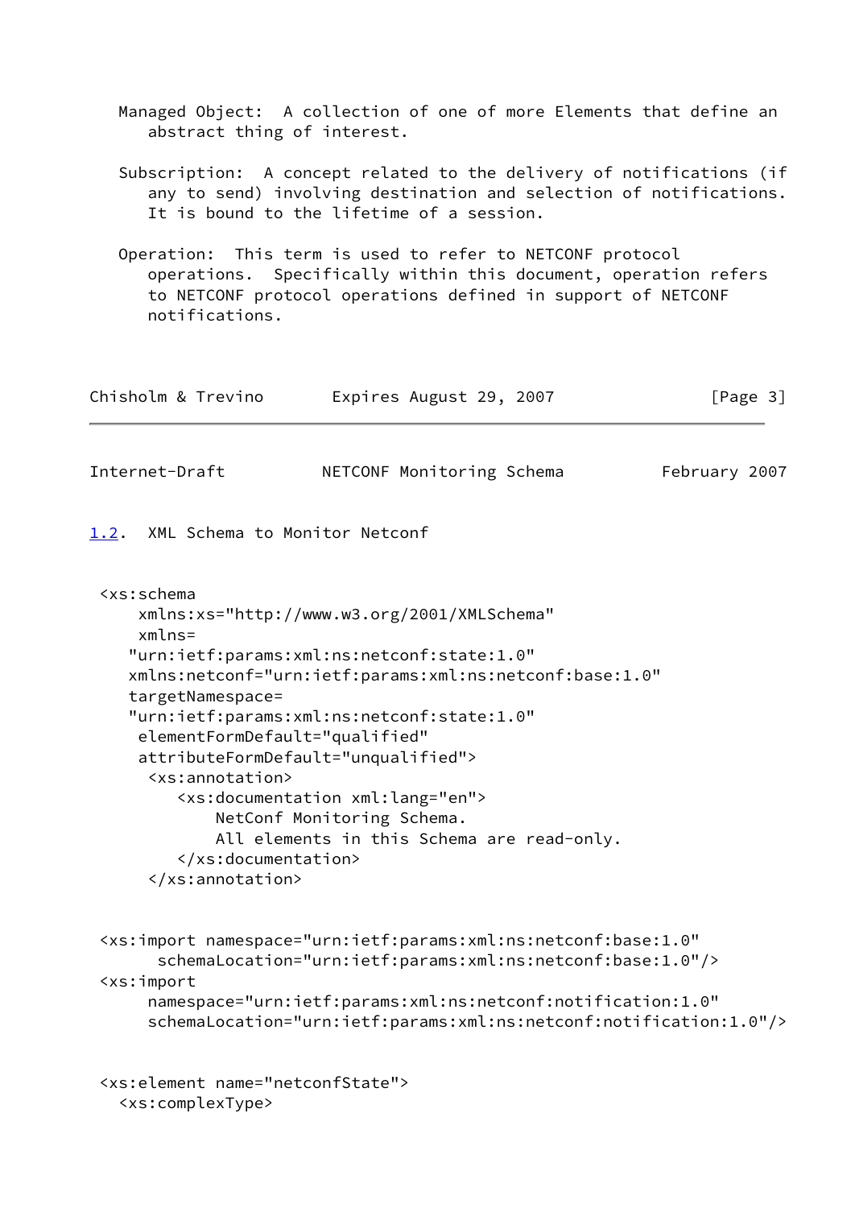Managed Object: A collection of one of more Elements that define an abstract thing of interest.

Subscription: A concept related to the delivery of notifications (if any to send) involving destination and selection of notifications. It is bound to the lifetime of a session.

Operation: This term is used to refer to NETCONF protocol operations. Specifically within this document, operation refers to NETCONF protocol operations defined in support of NETCONF notifications.

## 1.2. XML Schema to Monitor Netconf

```
 <xs:schema
     xmlns:xs="http://www.w3.org/2001/XMLSchema"
     xmlns=
    "urn:ietf:params:xml:ns:netconf:state:1.0"
    xmlns:netconf="urn:ietf:params:xml:ns:netconf:base:1.0"
    targetNamespace=
    "urn:ietf:params:xml:ns:netconf:state:1.0"
     elementFormDefault="qualified"
     attributeFormDefault="unqualified">
      <xs:annotation>
         <xs:documentation xml:lang="en">
             NetConf Monitoring Schema.
             All elements in this Schema are read-only.
         </xs:documentation>
      </xs:annotation>


 <xs:import namespace="urn:ietf:params:xml:ns:netconf:base:1.0"
       schemaLocation="urn:ietf:params:xml:ns:netconf:base:1.0"/>
 <xs:import
      namespace="urn:ietf:params:xml:ns:netconf:notification:1.0"
      schemaLocation="urn:ietf:params:xml:ns:netconf:notification:1.0"/>


 <xs:element name="netconfState">
   <xs:complexType>
```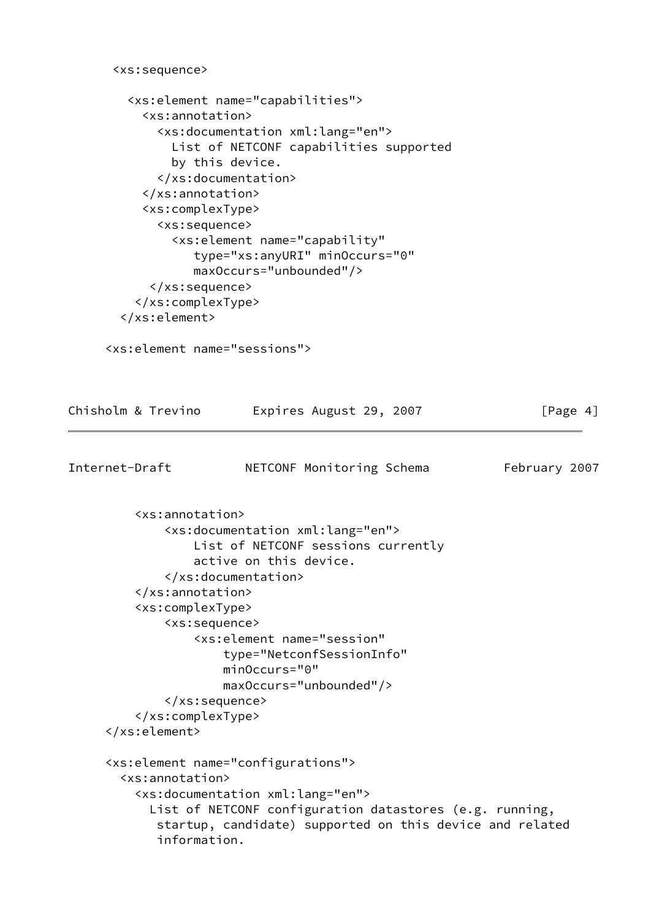```
      <xs:sequence>

        <xs:element name="capabilities">
          <xs:annotation>
            <xs:documentation xml:lang="en">
              List of NETCONF capabilities supported
              by this device.
            </xs:documentation>
          </xs:annotation>
          <xs:complexType>
            <xs:sequence>
              <xs:element name="capability"
                 type="xs:anyURI" minOccurs="0"
                 maxOccurs="unbounded"/>
           </xs:sequence>
         </xs:complexType>
       </xs:element>

      <xs:element name="sessions">
```

```
         <xs:annotation>
             <xs:documentation xml:lang="en">
                 List of NETCONF sessions currently
                 active on this device.
             </xs:documentation>
         </xs:annotation>
         <xs:complexType>
             <xs:sequence>
                 <xs:element name="session"
                     type="NetconfSessionInfo"
                     minOccurs="0"
                     maxOccurs="unbounded"/>
             </xs:sequence>
         </xs:complexType>
      </xs:element>

      <xs:element name="configurations">
        <xs:annotation>
          <xs:documentation xml:lang="en">
            List of NETCONF configuration datastores (e.g. running,
             startup, candidate) supported on this device and related
             information.
```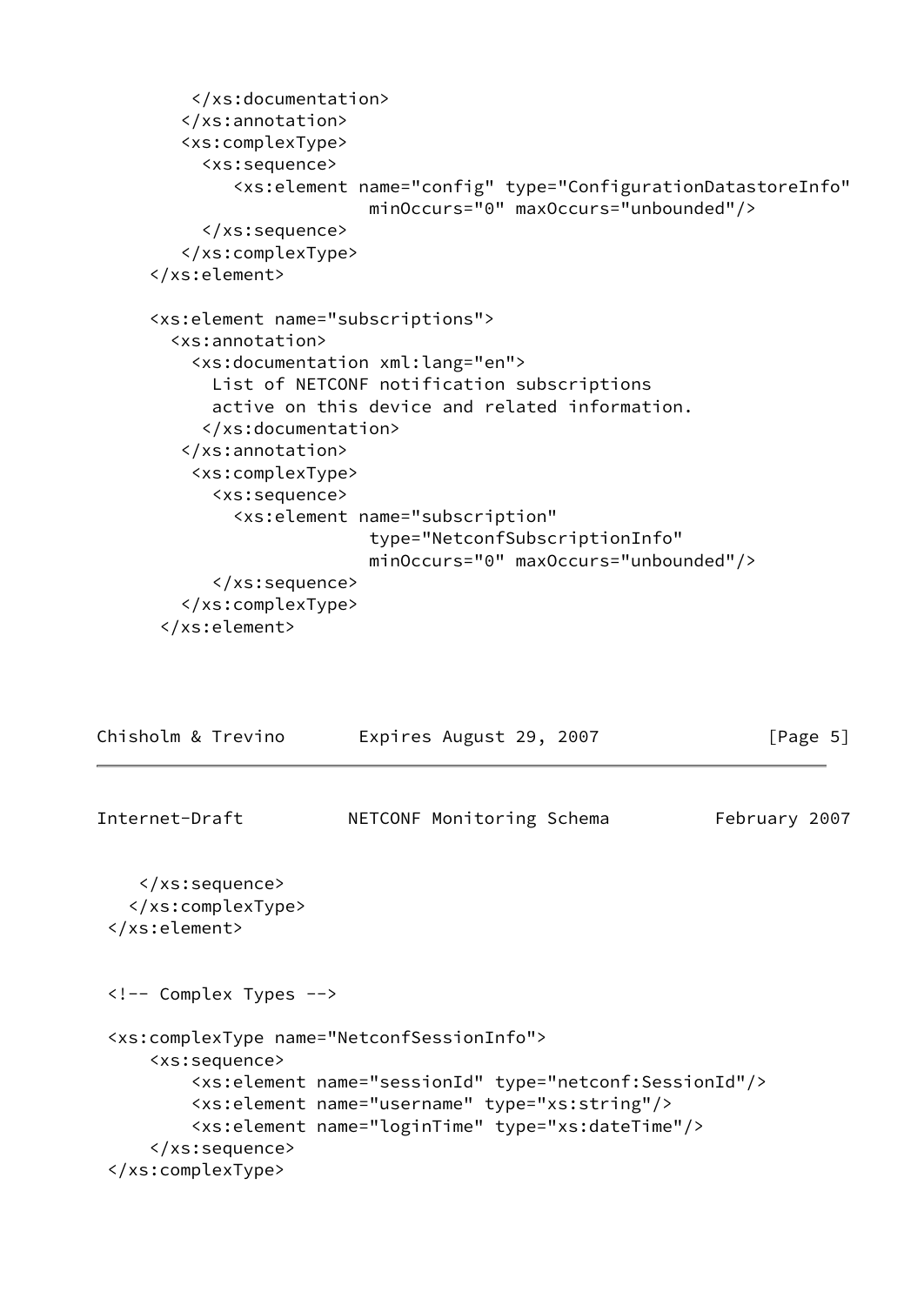```
          </xs:documentation>
        </xs:annotation>
        <xs:complexType>
          <xs:sequence>
             <xs:element name="config" type="ConfigurationDatastoreInfo"
                         minOccurs="0" maxOccurs="unbounded"/>
          </xs:sequence>
        </xs:complexType>
      </xs:element>

      <xs:element name="subscriptions">
        <xs:annotation>
          <xs:documentation xml:lang="en">
            List of NETCONF notification subscriptions
            active on this device and related information.
           </xs:documentation>
        </xs:annotation>
         <xs:complexType>
           <xs:sequence>
             <xs:element name="subscription"
                         type="NetconfSubscriptionInfo"
                         minOccurs="0" maxOccurs="unbounded"/>
           </xs:sequence>
        </xs:complexType>
       </xs:element>
```

```
    </xs:sequence>
   </xs:complexType>
 </xs:element>


 <!-- Complex Types -->

 <xs:complexType name="NetconfSessionInfo">
     <xs:sequence>
         <xs:element name="sessionId" type="netconf:SessionId"/>
         <xs:element name="username" type="xs:string"/>
         <xs:element name="loginTime" type="xs:dateTime"/>
     </xs:sequence>
 </xs:complexType>
```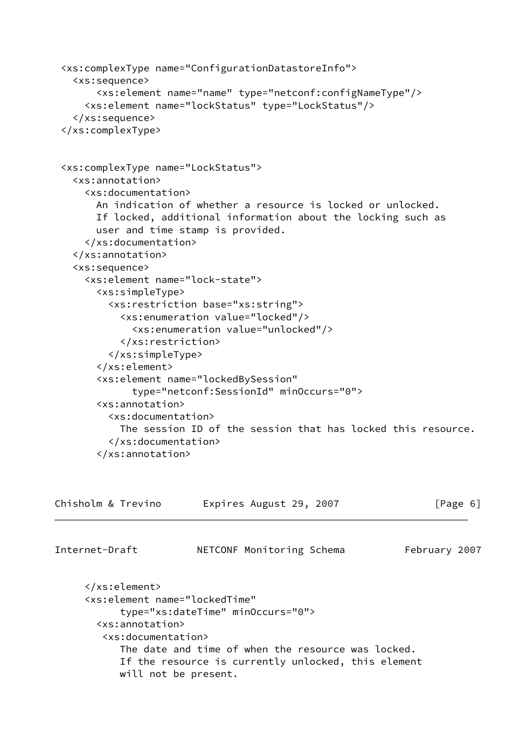```
<xs:complexType name="ConfigurationDatastoreInfo">
  <xs:sequence>
      <xs:element name="name" type="netconf:configNameType"/>
    <xs:element name="lockStatus" type="LockStatus"/>
  </xs:sequence>
</xs:complexType>


<xs:complexType name="LockStatus">
  <xs:annotation>
    <xs:documentation>
      An indication of whether a resource is locked or unlocked.
      If locked, additional information about the locking such as
      user and time stamp is provided.
    </xs:documentation>
  </xs:annotation>
  <xs:sequence>
    <xs:element name="lock-state">
      <xs:simpleType>
        <xs:restriction base="xs:string">
          <xs:enumeration value="locked"/>
            <xs:enumeration value="unlocked"/>
          </xs:restriction>
        </xs:simpleType>
      </xs:element>
      <xs:element name="lockedBySession"
            type="netconf:SessionId" minOccurs="0">
      <xs:annotation>
        <xs:documentation>
          The session ID of the session that has locked this resource.
        </xs:documentation>
      </xs:annotation>
```

```
    </xs:element>
    <xs:element name="lockedTime"
          type="xs:dateTime" minOccurs="0">
      <xs:annotation>
       <xs:documentation>
          The date and time of when the resource was locked.
          If the resource is currently unlocked, this element
          will not be present.
```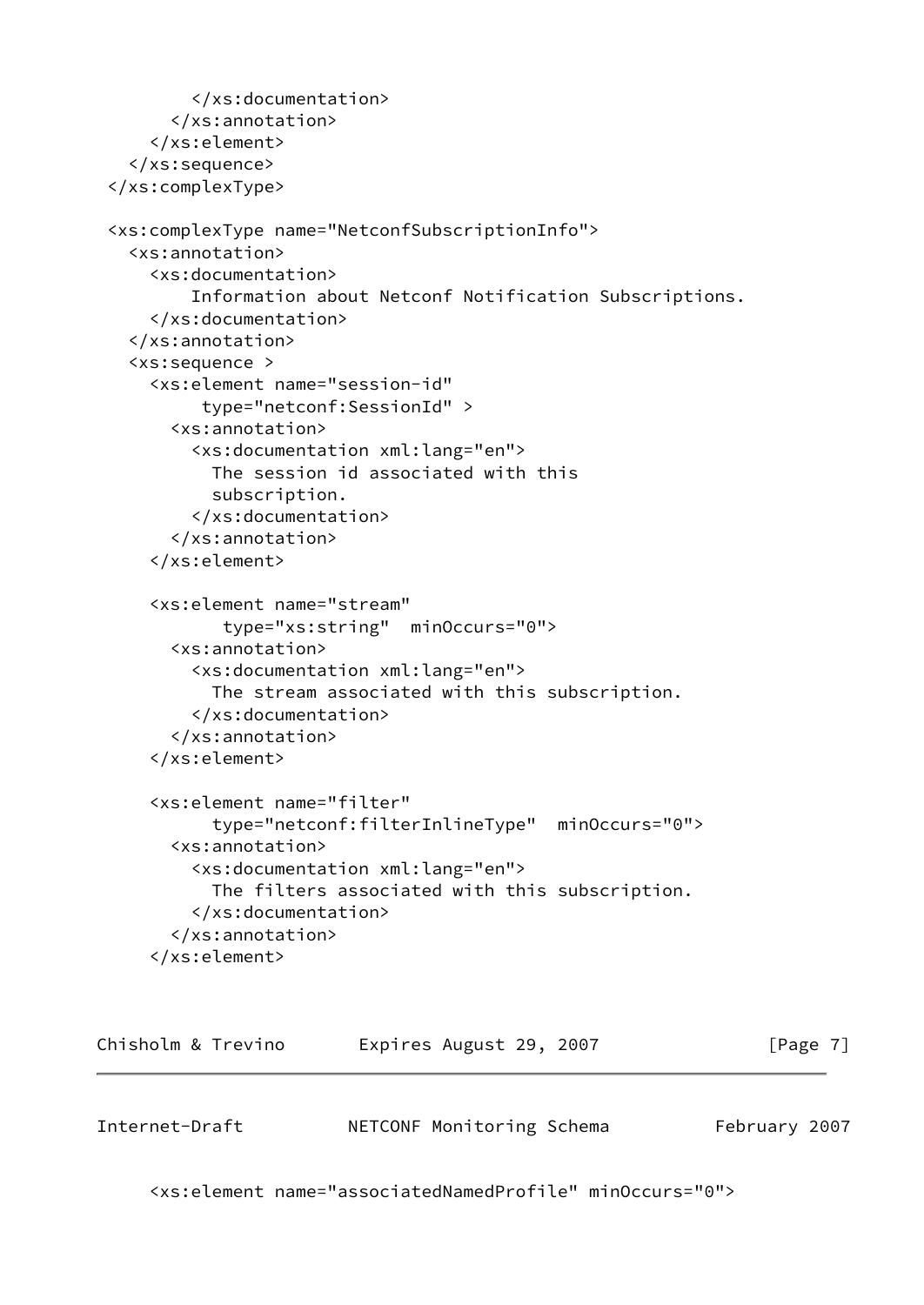```
        </xs:documentation>
      </xs:annotation>
    </xs:element>
  </xs:sequence>
</xs:complexType>

<xs:complexType name="NetconfSubscriptionInfo">
  <xs:annotation>
    <xs:documentation>
        Information about Netconf Notification Subscriptions.
    </xs:documentation>
  </xs:annotation>
  <xs:sequence >
    <xs:element name="session-id"
         type="netconf:SessionId" >
      <xs:annotation>
        <xs:documentation xml:lang="en">
          The session id associated with this
          subscription.
        </xs:documentation>
      </xs:annotation>
    </xs:element>

    <xs:element name="stream"
           type="xs:string"  minOccurs="0">
      <xs:annotation>
        <xs:documentation xml:lang="en">
          The stream associated with this subscription.
        </xs:documentation>
      </xs:annotation>
    </xs:element>

    <xs:element name="filter"
          type="netconf:filterInlineType"  minOccurs="0">
      <xs:annotation>
        <xs:documentation xml:lang="en">
          The filters associated with this subscription.
        </xs:documentation>
      </xs:annotation>
    </xs:element>
```

```
    <xs:element name="associatedNamedProfile" minOccurs="0">
```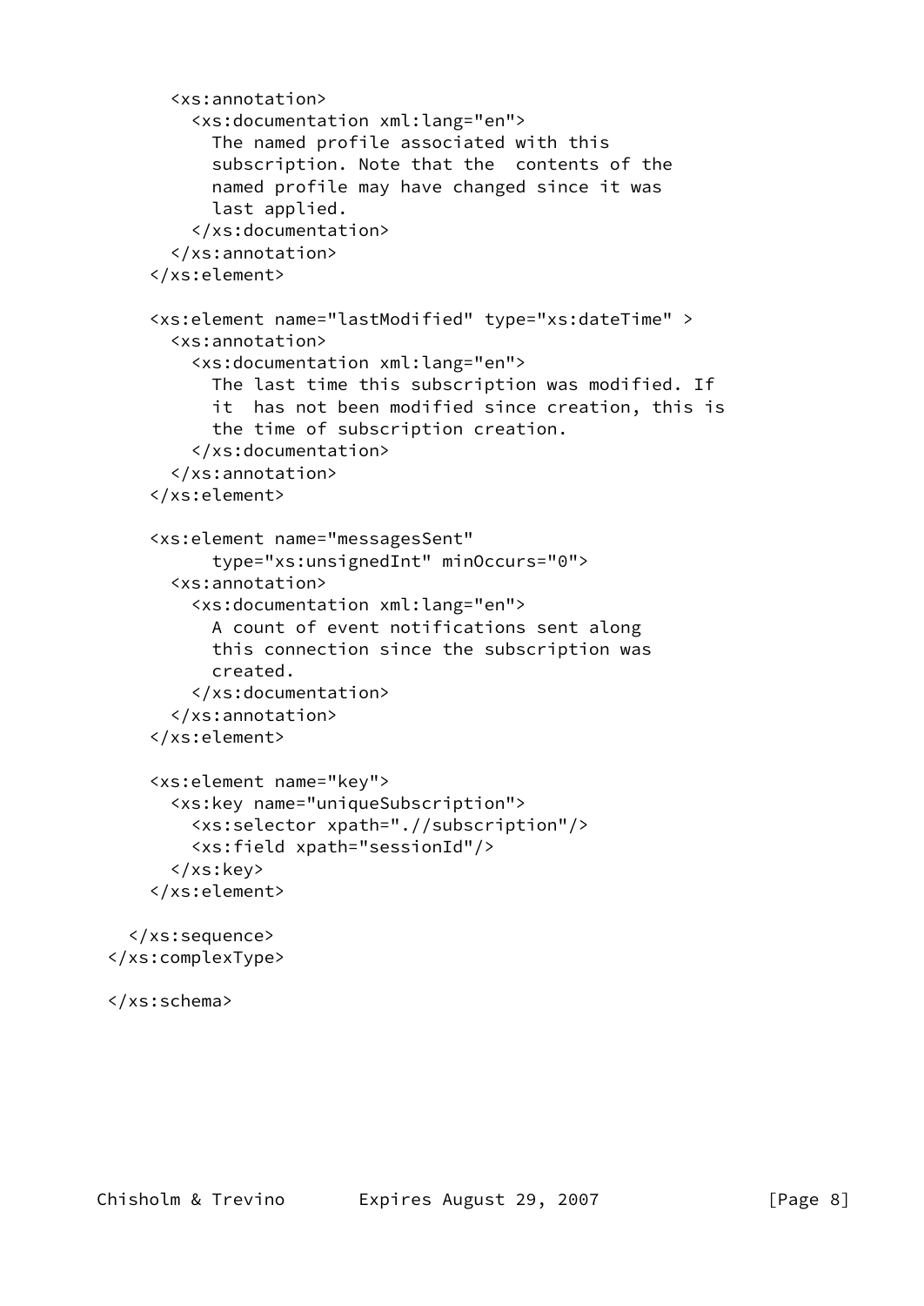```
        <xs:annotation>
          <xs:documentation xml:lang="en">
            The named profile associated with this
            subscription. Note that the  contents of the
            named profile may have changed since it was
            last applied.
          </xs:documentation>
        </xs:annotation>
      </xs:element>

      <xs:element name="lastModified" type="xs:dateTime" >
        <xs:annotation>
          <xs:documentation xml:lang="en">
            The last time this subscription was modified. If
            it  has not been modified since creation, this is
            the time of subscription creation.
          </xs:documentation>
        </xs:annotation>
      </xs:element>

      <xs:element name="messagesSent"
            type="xs:unsignedInt" minOccurs="0">
        <xs:annotation>
          <xs:documentation xml:lang="en">
            A count of event notifications sent along
            this connection since the subscription was
            created.
          </xs:documentation>
        </xs:annotation>
      </xs:element>

      <xs:element name="key">
        <xs:key name="uniqueSubscription">
          <xs:selector xpath=".//subscription"/>
          <xs:field xpath="sessionId"/>
        </xs:key>
      </xs:element>

    </xs:sequence>
  </xs:complexType>

  </xs:schema>
```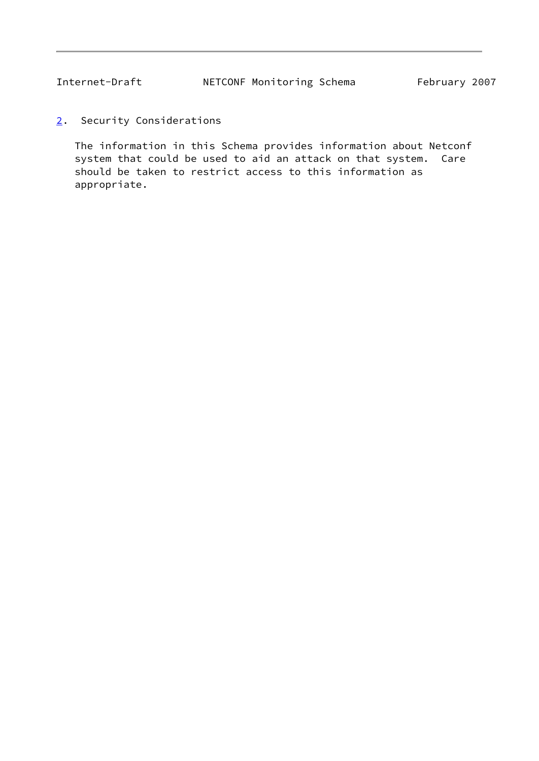## 2. Security Considerations

The information in this Schema provides information about Netconf system that could be used to aid an attack on that system. Care should be taken to restrict access to this information as appropriate.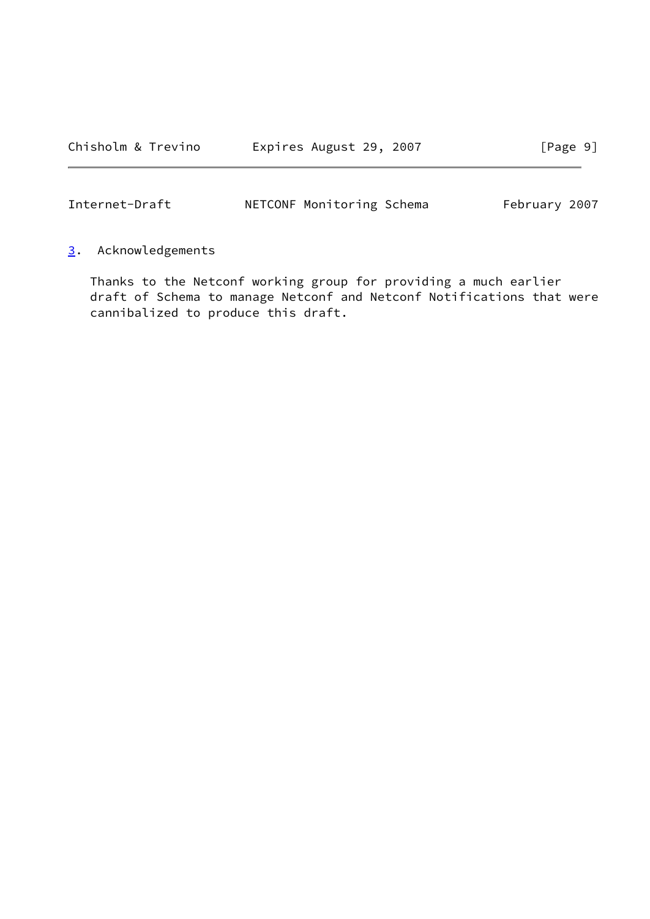## 3. Acknowledgements

Thanks to the Netconf working group for providing a much earlier draft of Schema to manage Netconf and Netconf Notifications that were cannibalized to produce this draft.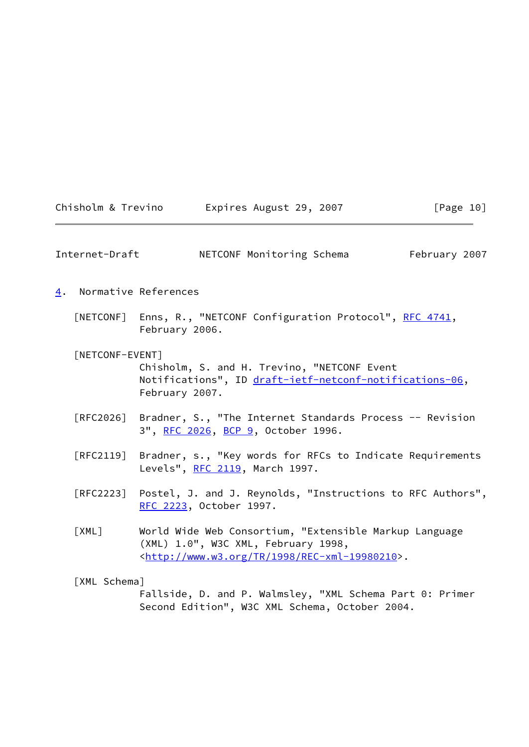## 4. Normative References

[NETCONF] Enns, R., "NETCONF Configuration Protocol", RFC 4741, February 2006.

[NETCONF-EVENT] Chisholm, S. and H. Trevino, "NETCONF Event Notifications", ID draft-ietf-netconf-notifications-06, February 2007.

[RFC2026] Bradner, S., "The Internet Standards Process -- Revision 3", RFC 2026, BCP 9, October 1996.

[RFC2119] Bradner, s., "Key words for RFCs to Indicate Requirements Levels", RFC 2119, March 1997.

[RFC2223] Postel, J. and J. Reynolds, "Instructions to RFC Authors", RFC 2223, October 1997.

[XML] World Wide Web Consortium, "Extensible Markup Language (XML) 1.0", W3C XML, February 1998, <http://www.w3.org/TR/1998/REC-xml-19980210>.

[XML Schema] Fallside, D. and P. Walmsley, "XML Schema Part 0: Primer Second Edition", W3C XML Schema, October 2004.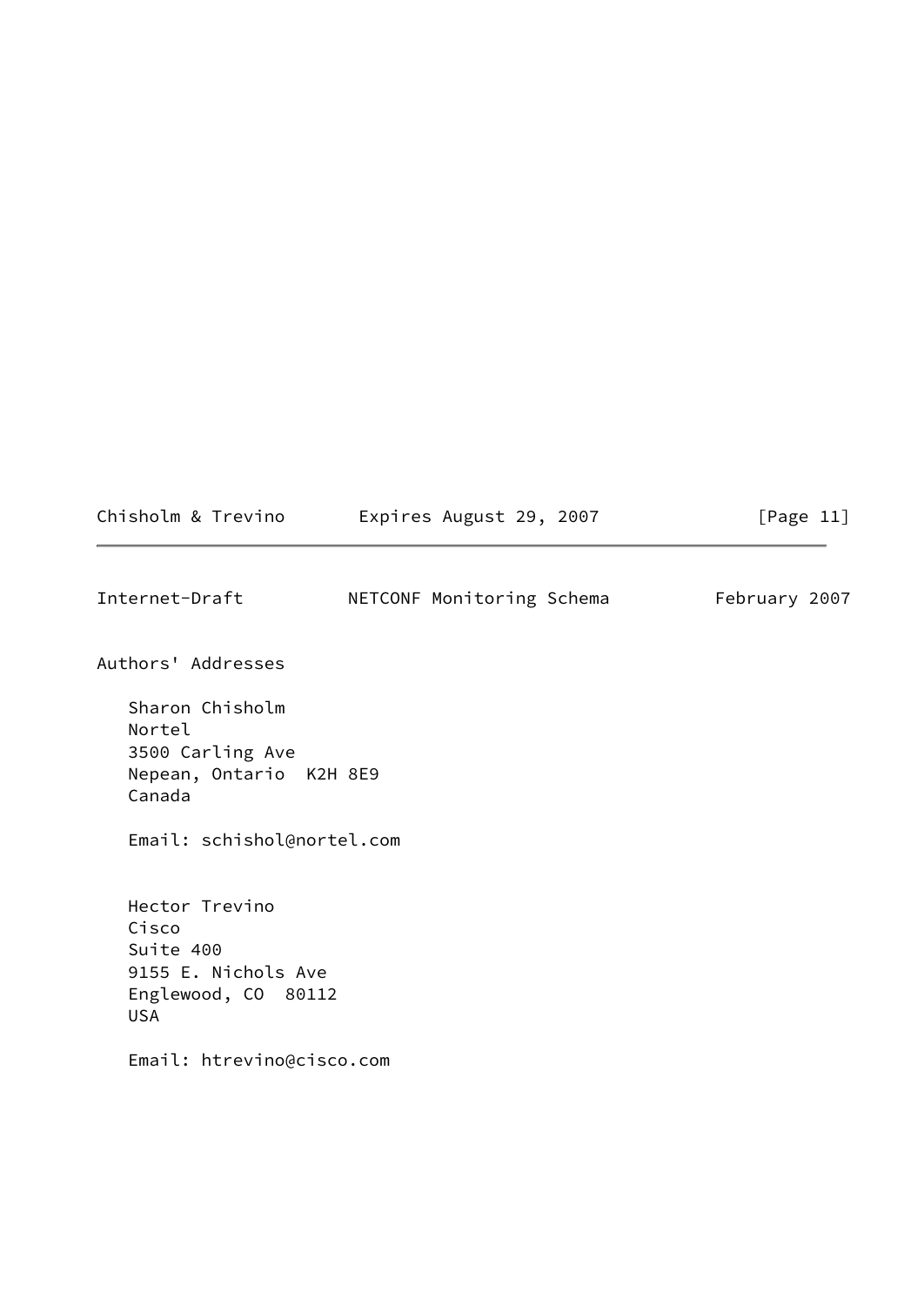## Authors' Addresses

Sharon Chisholm
Nortel
3500 Carling Ave
Nepean, Ontario  K2H 8E9
Canada

Email: schishol@nortel.com

Hector Trevino
Cisco
Suite 400
9155 E. Nichols Ave
Englewood, CO  80112
USA

Email: htrevino@cisco.com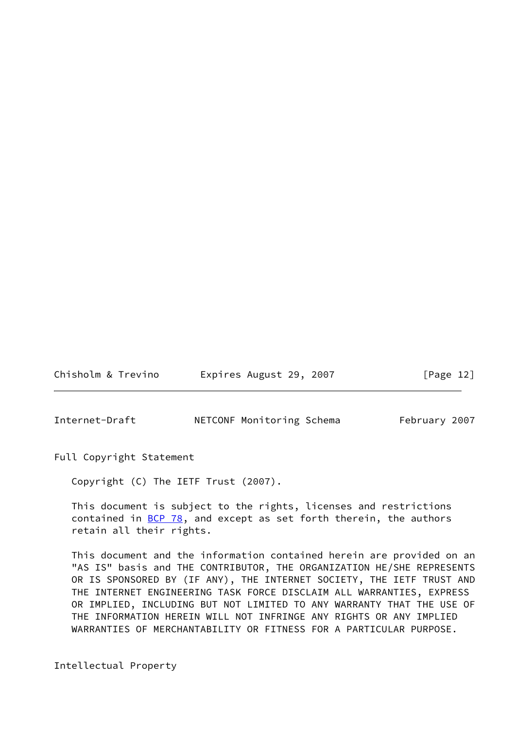## Full Copyright Statement

Copyright (C) The IETF Trust (2007).

This document is subject to the rights, licenses and restrictions contained in BCP 78, and except as set forth therein, the authors retain all their rights.

This document and the information contained herein are provided on an "AS IS" basis and THE CONTRIBUTOR, THE ORGANIZATION HE/SHE REPRESENTS OR IS SPONSORED BY (IF ANY), THE INTERNET SOCIETY, THE IETF TRUST AND THE INTERNET ENGINEERING TASK FORCE DISCLAIM ALL WARRANTIES, EXPRESS OR IMPLIED, INCLUDING BUT NOT LIMITED TO ANY WARRANTY THAT THE USE OF THE INFORMATION HEREIN WILL NOT INFRINGE ANY RIGHTS OR ANY IMPLIED WARRANTIES OF MERCHANTABILITY OR FITNESS FOR A PARTICULAR PURPOSE.

## Intellectual Property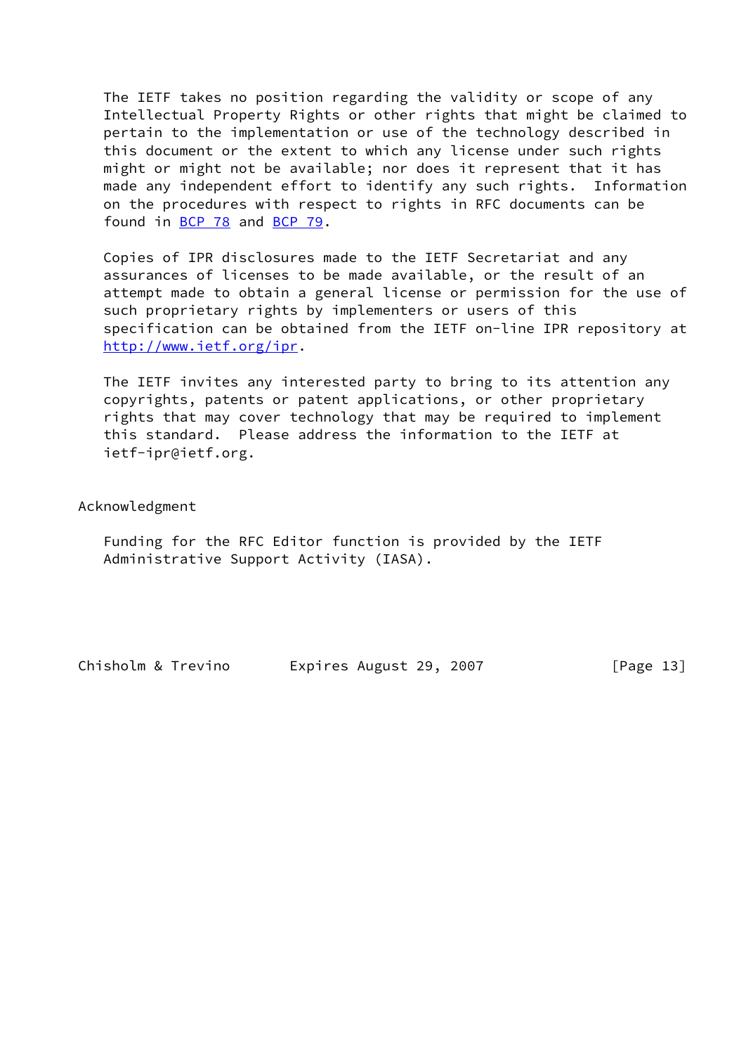The IETF takes no position regarding the validity or scope of any Intellectual Property Rights or other rights that might be claimed to pertain to the implementation or use of the technology described in this document or the extent to which any license under such rights might or might not be available; nor does it represent that it has made any independent effort to identify any such rights. Information on the procedures with respect to rights in RFC documents can be found in BCP 78 and BCP 79.

Copies of IPR disclosures made to the IETF Secretariat and any assurances of licenses to be made available, or the result of an attempt made to obtain a general license or permission for the use of such proprietary rights by implementers or users of this specification can be obtained from the IETF on-line IPR repository at http://www.ietf.org/ipr.

The IETF invites any interested party to bring to its attention any copyrights, patents or patent applications, or other proprietary rights that may cover technology that may be required to implement this standard. Please address the information to the IETF at ietf-ipr@ietf.org.

## Acknowledgment

Funding for the RFC Editor function is provided by the IETF Administrative Support Activity (IASA).